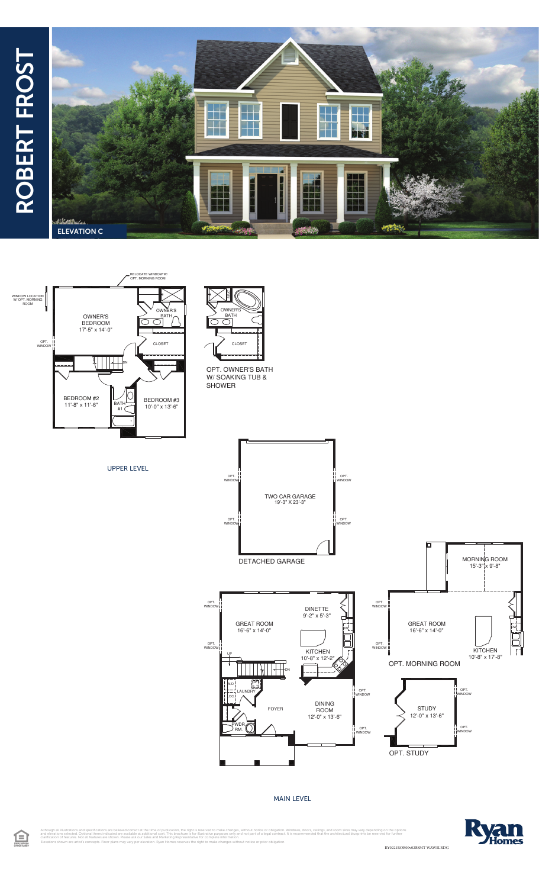# ROBERT FROST

ELEVATION C

## UPPER LEVEL

RELOCATE WINDOW W/ OPT. MORNING ROOM

WINDOW LOCATION W/ OPT. MORNING ROOM

OPT. WINDOW

OWNER'S BEDROOM 17'-5" x 14'-0"

OWNER'S BATH

CLOSET

DN

BEDROOM #2 11'-8" x 11'-6"

BATH #1

BEDROOM #3 10'-0" x 13'-6"

OWNER'S BATH

CLOSET

OPT. OWNER'S BATH W/ SOAKING TUB & SHOWER

## DETACHED GARAGE

TWO CAR GARAGE 19'-3" X 23'-3"

OPT. WINDOW

OPT. WINDOW

OPT. WINDOW

OPT. WINDOW

## MAIN LEVEL

OPT. WINDOW

GREAT ROOM 16'-6" x 14'-0"

DINETTE 9'-2" x 5'-3"

DW

KITCHEN 10'-8" x 12'-2"

OPT. WINDOW

UP

DN

W/D

LAUNDRY

FOYER

DINING ROOM 12'-0" x 13'-6"

OPT. WINDOW

OPT. WINDOW

PWDR. RM.

## OPT. MORNING ROOM

MORNING ROOM 15'-3" x 9'-8"

OPT. WINDOW

GREAT ROOM 16'-6" x 14'-0"

DW

KITCHEN 10'-8" x 17'-8"

OPT. WINDOW

## OPT. STUDY

STUDY 12'-0" x 13'-6"

OPT. WINDOW

OPT. WINDOW

Although all illustrations and specifications are believed correct at the time of publication, the right is reserved to make changes, without notice or obligation. Windows, doors, ceilings, and room sizes may vary depending on the options and elevations selected. Optional items indicated are available at additional cost. This brochure is for illustrative purposes only and not part of a legal contract. It is recommended that the architectural blueprints be reviewed for further clarification of features. Not all features are shown. Please ask our Sales and Marketing Representative for complete information.
Elevations shown are artist's concepts. Floor plans may vary per elevation. Ryan Homes reserves the right to make changes without notice or prior obligation.

Ryan Homes

RY0221ROB00v02BSMT WAWSLRDG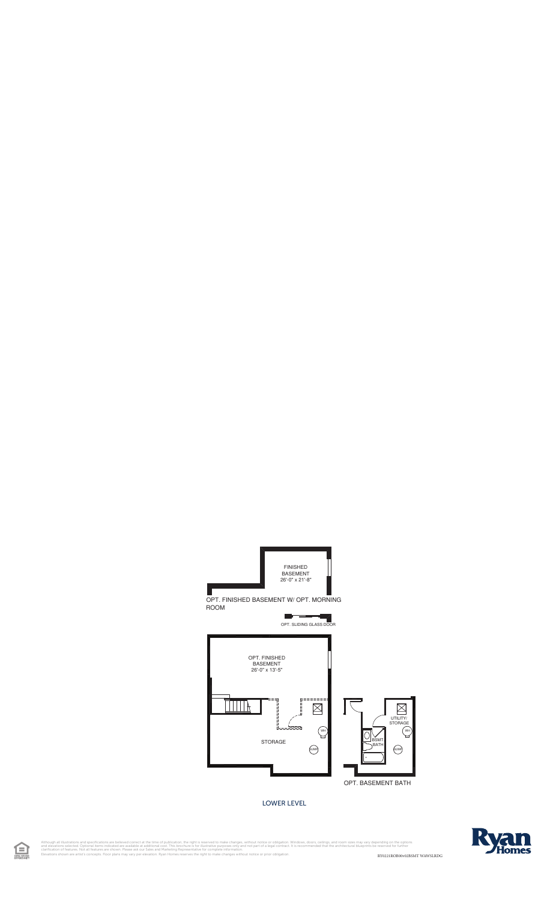FINISHED
BASEMENT
26'-0" x 21'-8"

OPT. FINISHED BASEMENT W/ OPT. MORNING ROOM

OPT. SLIDING GLASS DOOR

OPT. FINISHED
BASEMENT
26'-0" x 13'-5"

STORAGE

WH

SUMP

UTILITY/
STORAGE

BSMT.
BATH

WH

SUMP

OPT. BASEMENT BATH

LOWER LEVEL

Although all illustrations and specifications are believed correct at the time of publication, the right is reserved to make changes, without notice or obligation. Windows, doors, ceilings, and room sizes may vary depending on the options and elevations selected. Optional items indicated are available at additional cost. This brochure is for illustrative purposes only and not part of a legal contract. It is recommended that the architectural blueprints be reserved for further clarification of features. Not all features are shown. Please ask our Sales and Marketing Representative for complete information.
Elevations shown are artist's concepts. Floor plans may vary per elevation. Ryan Homes reserves the right to make changes without notice or prior obligation.

RY0221ROB00v02BSMT WAWSLRDG